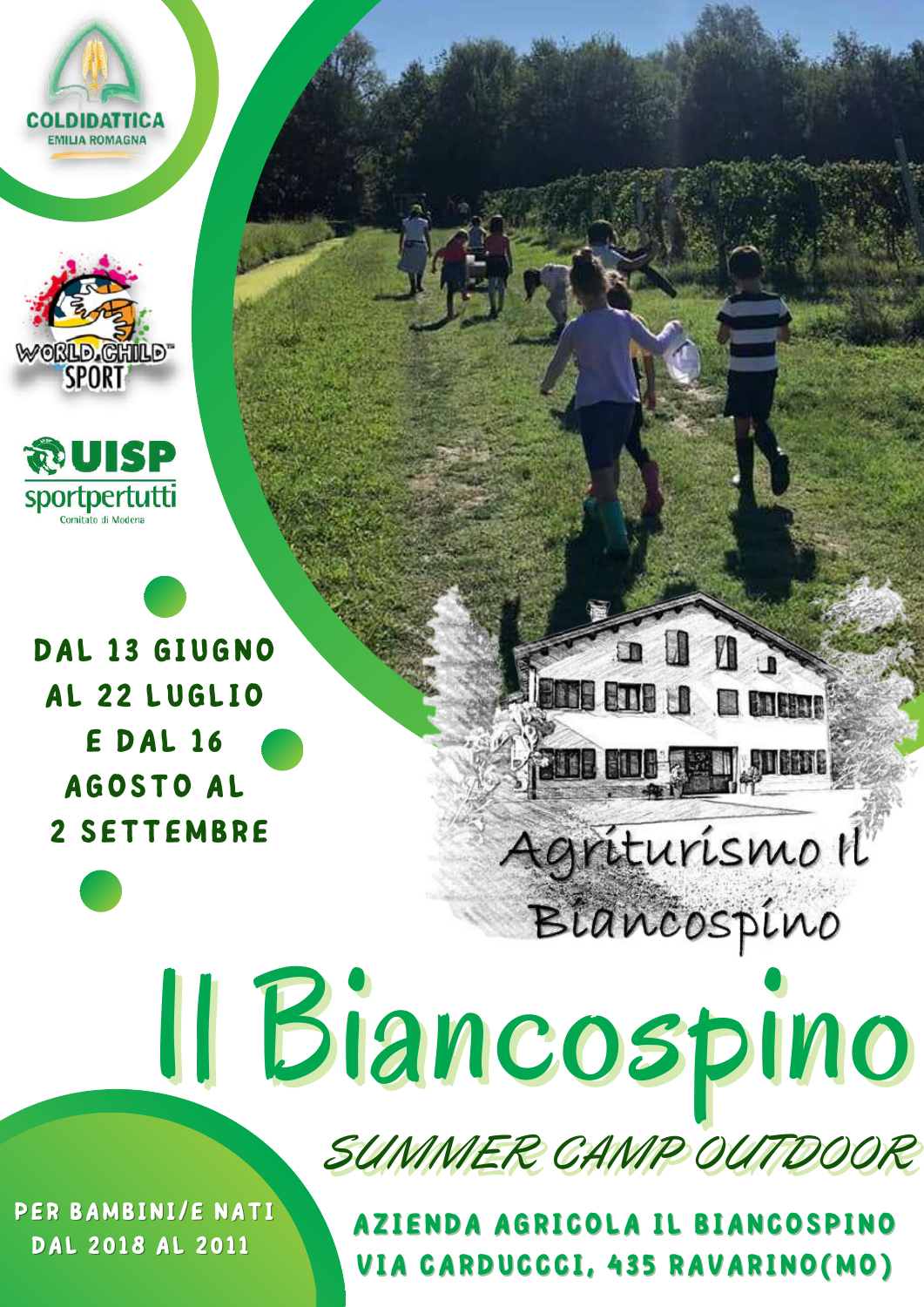COLDIDATTICA
EMILIA ROMAGNA

WORLD CHILD SPORT

UISP
sportpertutti
Comitato di Modena

**DAL 13 GIUGNO AL 22 LUGLIO E DAL 16 AGOSTO AL 2 SETTEMBRE**

Agriturismo Il Biancospino

# Il Biancospino

## SUMMER CAMP OUTDOOR

**PER BAMBINI/E NATI DAL 2018 AL 2011**

**AZIENDA AGRICOLA IL BIANCOSPINO**
**VIA CARDUCCCI, 435 RAVARINO(MO)**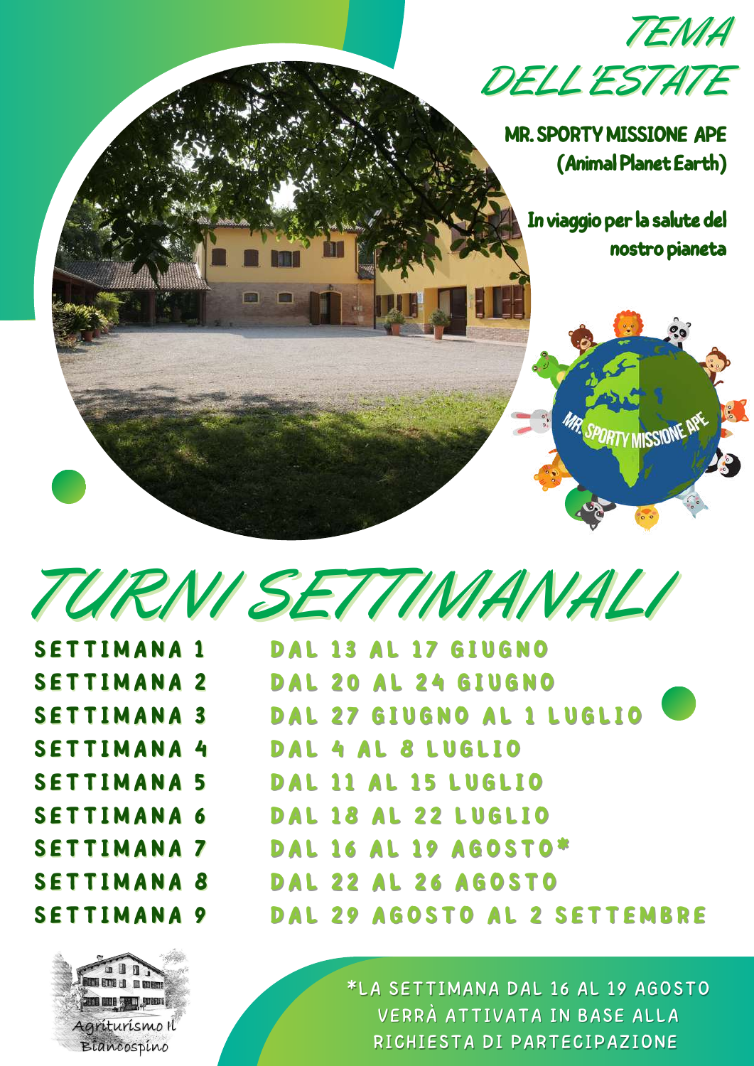# TEMA DELL'ESTATE

**MR. SPORTY MISSIONE APE (Animal Planet Earth)**

**In viaggio per la salute del nostro pianeta**

MR. SPORTY MISSIONE APE

# TURNI SETTIMANALI

| | |
|---|---|
| SETTIMANA 1 | DAL 13 AL 17 GIUGNO |
| SETTIMANA 2 | DAL 20 AL 24 GIUGNO |
| SETTIMANA 3 | DAL 27 GIUGNO AL 1 LUGLIO |
| SETTIMANA 4 | DAL 4 AL 8 LUGLIO |
| SETTIMANA 5 | DAL 11 AL 15 LUGLIO |
| SETTIMANA 6 | DAL 18 AL 22 LUGLIO |
| SETTIMANA 7 | DAL 16 AL 19 AGOSTO* |
| SETTIMANA 8 | DAL 22 AL 26 AGOSTO |
| SETTIMANA 9 | DAL 29 AGOSTO AL 2 SETTEMBRE |

Agriturismo Il Biancospino

*LA SETTIMANA DAL 16 AL 19 AGOSTO VERRÀ ATTIVATA IN BASE ALLA RICHIESTA DI PARTECIPAZIONE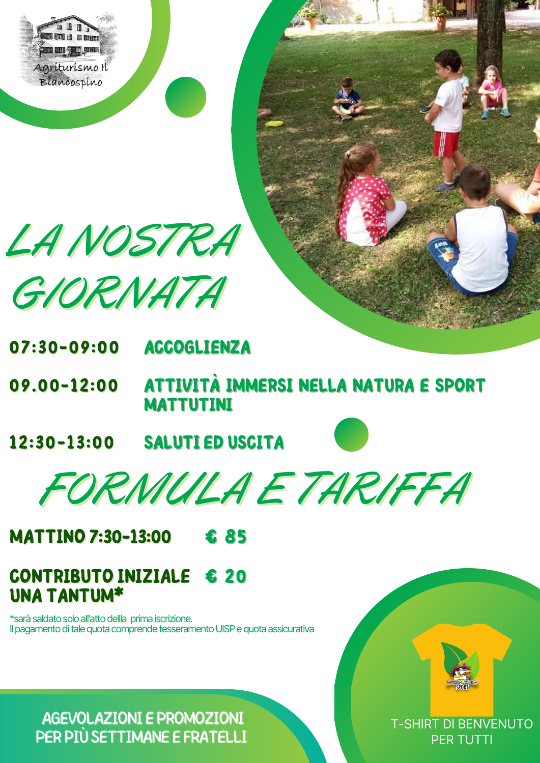Agriturismo Il Biancospino

# LA NOSTRA GIORNATA

| | |
|---|---|
| 07:30-09:00 | ACCOGLIENZA |
| 09.00-12:00 | ATTIVITÀ IMMERSI NELLA NATURA E SPORT MATTUTINI |
| 12:30-13:00 | SALUTI ED USCITA |

# FORMULA E TARIFFA

| | |
|---|---|
| MATTINO 7:30-13:00 | € 85 |
| CONTRIBUTO INIZIALE UNA TANTUM* | € 20 |

*sarà saldato solo all'atto dellla prima iscrizione.
Il pagamento di tale quota comprende tesseramento UISP e quota assicurativa

AGEVOLAZIONI E PROMOZIONI PER PIÙ SETTIMANE E FRATELLI

T-SHIRT DI BENVENUTO PER TUTTI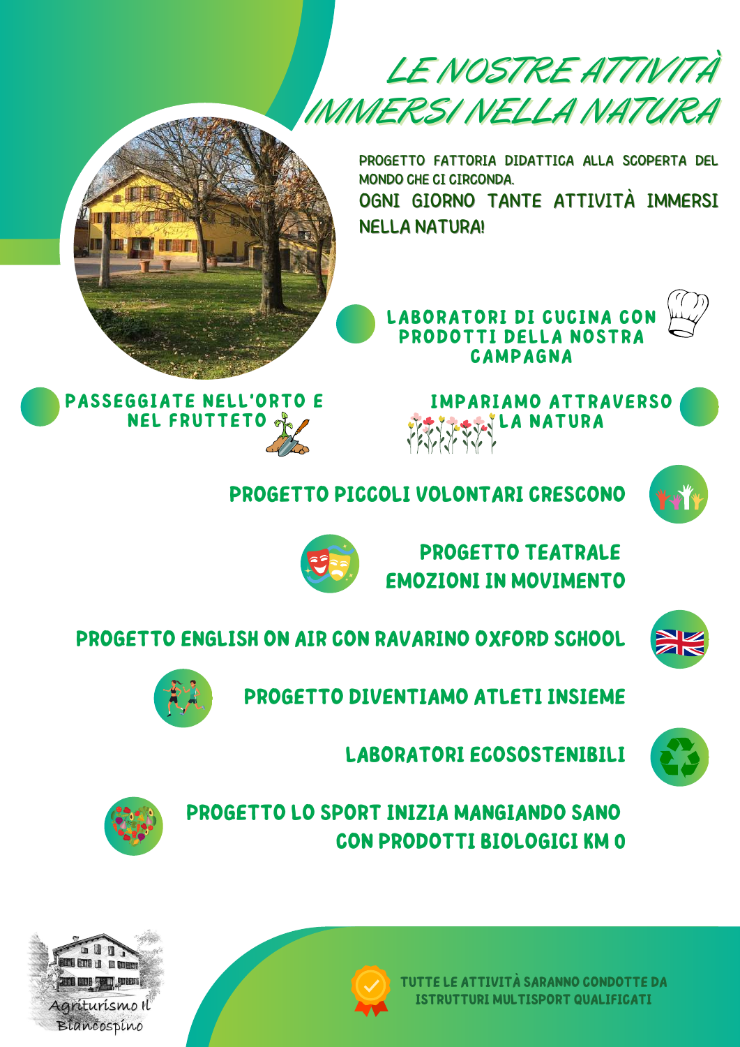# LE NOSTRE ATTIVITÀ IMMERSI NELLA NATURA

PROGETTO FATTORIA DIDATTICA ALLA SCOPERTA DEL MONDO CHE CI CIRCONDA.

OGNI GIORNO TANTE ATTIVITÀ IMMERSI NELLA NATURA!

- LABORATORI DI CUCINA CON PRODOTTI DELLA NOSTRA CAMPAGNA
- PASSEGGIATE NELL'ORTO E NEL FRUTTETO
- IMPARIAMO ATTRAVERSO LA NATURA
- PROGETTO PICCOLI VOLONTARI CRESCONO
- PROGETTO TEATRALE EMOZIONI IN MOVIMENTO
- PROGETTO ENGLISH ON AIR CON RAVARINO OXFORD SCHOOL
- PROGETTO DIVENTIAMO ATLETI INSIEME
- LABORATORI ECOSOSTENIBILI
- PROGETTO LO SPORT INIZIA MANGIANDO SANO CON PRODOTTI BIOLOGICI KM 0

Agriturismo Il Biancospino

TUTTE LE ATTIVITÀ SARANNO CONDOTTE DA ISTRUTTURI MULTISPORT QUALIFICATI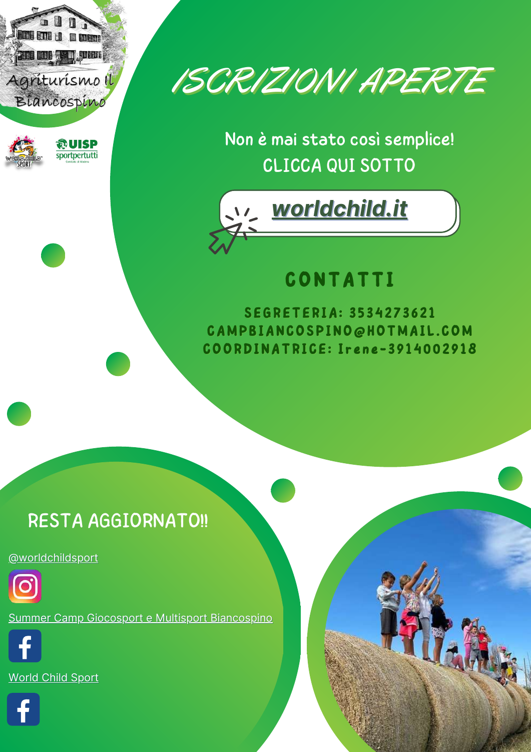Agriturismo Il Biancospino

# ISCRIZIONI APERTE

Non è mai stato così semplice!
CLICCA QUI SOTTO

**worldchild.it**

## CONTATTI

SEGRETERIA: 3534273621
CAMPBIANCOSPINO@HOTMAIL.COM
COORDINATRICE: Irene-3914002918

## RESTA AGGIORNATO!!

@worldchildsport

Summer Camp Giocosport e Multisport Biancospino

World Child Sport